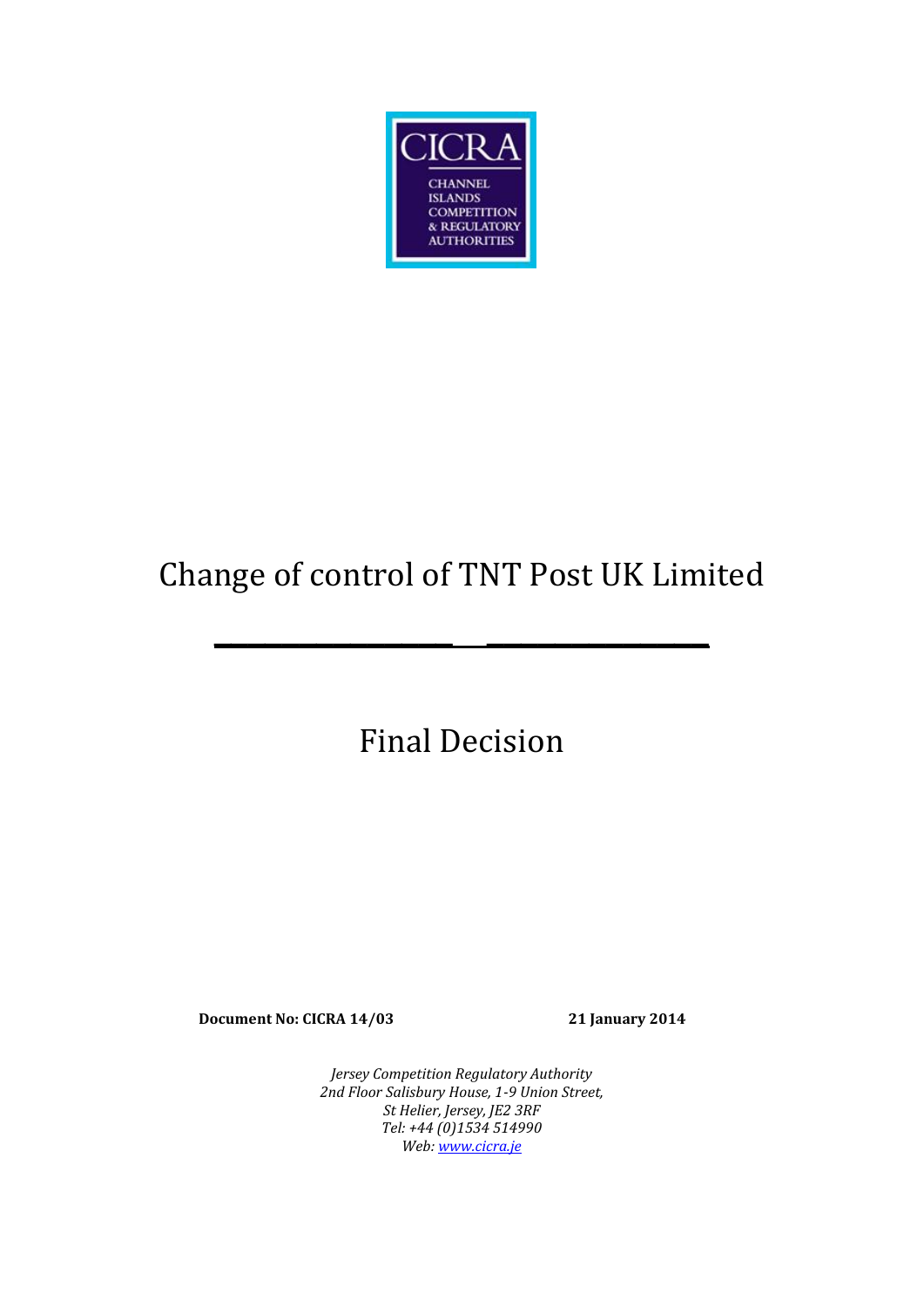CICRA

CHANNEL ISLANDS COMPETITION & REGULATORY AUTHORITIES

# Change of control of TNT Post UK Limited

# Final Decision

**Document No: CICRA 14/03** **21 January 2014**

*Jersey Competition Regulatory Authority*
*2nd Floor Salisbury House, 1-9 Union Street,*
*St Helier, Jersey, JE2 3RF*
*Tel: +44 (0)1534 514990*
*Web: [www.cicra.je](http://www.cicra.je)*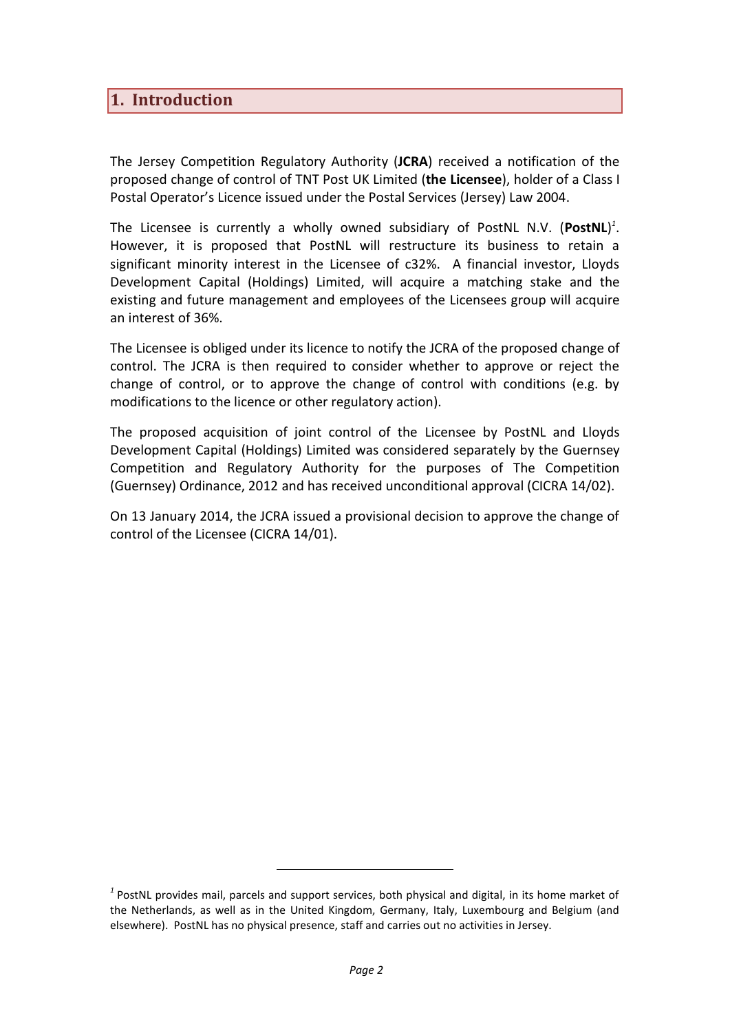# 1. Introduction

The Jersey Competition Regulatory Authority (**JCRA**) received a notification of the proposed change of control of TNT Post UK Limited (**the Licensee**), holder of a Class I Postal Operator's Licence issued under the Postal Services (Jersey) Law 2004.

The Licensee is currently a wholly owned subsidiary of PostNL N.V. (**PostNL**)[1]. However, it is proposed that PostNL will restructure its business to retain a significant minority interest in the Licensee of c32%. A financial investor, Lloyds Development Capital (Holdings) Limited, will acquire a matching stake and the existing and future management and employees of the Licensees group will acquire an interest of 36%.

The Licensee is obliged under its licence to notify the JCRA of the proposed change of control. The JCRA is then required to consider whether to approve or reject the change of control, or to approve the change of control with conditions (e.g. by modifications to the licence or other regulatory action).

The proposed acquisition of joint control of the Licensee by PostNL and Lloyds Development Capital (Holdings) Limited was considered separately by the Guernsey Competition and Regulatory Authority for the purposes of The Competition (Guernsey) Ordinance, 2012 and has received unconditional approval (CICRA 14/02).

On 13 January 2014, the JCRA issued a provisional decision to approve the change of control of the Licensee (CICRA 14/01).

[1] PostNL provides mail, parcels and support services, both physical and digital, in its home market of the Netherlands, as well as in the United Kingdom, Germany, Italy, Luxembourg and Belgium (and elsewhere). PostNL has no physical presence, staff and carries out no activities in Jersey.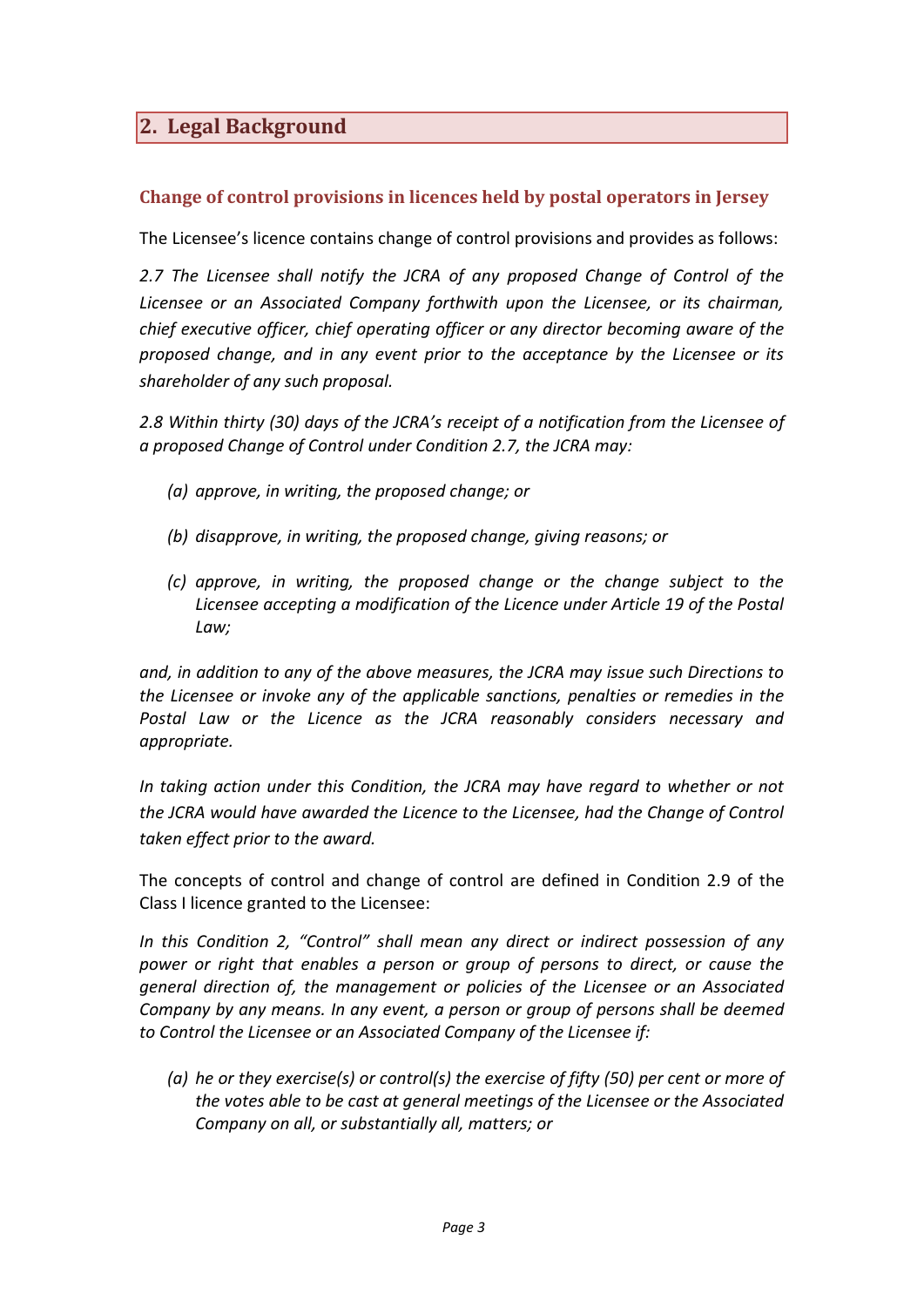## 2. Legal Background

### Change of control provisions in licences held by postal operators in Jersey

The Licensee's licence contains change of control provisions and provides as follows:

*2.7 The Licensee shall notify the JCRA of any proposed Change of Control of the Licensee or an Associated Company forthwith upon the Licensee, or its chairman, chief executive officer, chief operating officer or any director becoming aware of the proposed change, and in any event prior to the acceptance by the Licensee or its shareholder of any such proposal.*

*2.8 Within thirty (30) days of the JCRA's receipt of a notification from the Licensee of a proposed Change of Control under Condition 2.7, the JCRA may:*

- *(a) approve, in writing, the proposed change; or*
- *(b) disapprove, in writing, the proposed change, giving reasons; or*
- *(c) approve, in writing, the proposed change or the change subject to the Licensee accepting a modification of the Licence under Article 19 of the Postal Law;*

*and, in addition to any of the above measures, the JCRA may issue such Directions to the Licensee or invoke any of the applicable sanctions, penalties or remedies in the Postal Law or the Licence as the JCRA reasonably considers necessary and appropriate.*

*In taking action under this Condition, the JCRA may have regard to whether or not the JCRA would have awarded the Licence to the Licensee, had the Change of Control taken effect prior to the award.*

The concepts of control and change of control are defined in Condition 2.9 of the Class I licence granted to the Licensee:

*In this Condition 2, "Control" shall mean any direct or indirect possession of any power or right that enables a person or group of persons to direct, or cause the general direction of, the management or policies of the Licensee or an Associated Company by any means. In any event, a person or group of persons shall be deemed to Control the Licensee or an Associated Company of the Licensee if:*

- *(a) he or they exercise(s) or control(s) the exercise of fifty (50) per cent or more of the votes able to be cast at general meetings of the Licensee or the Associated Company on all, or substantially all, matters; or*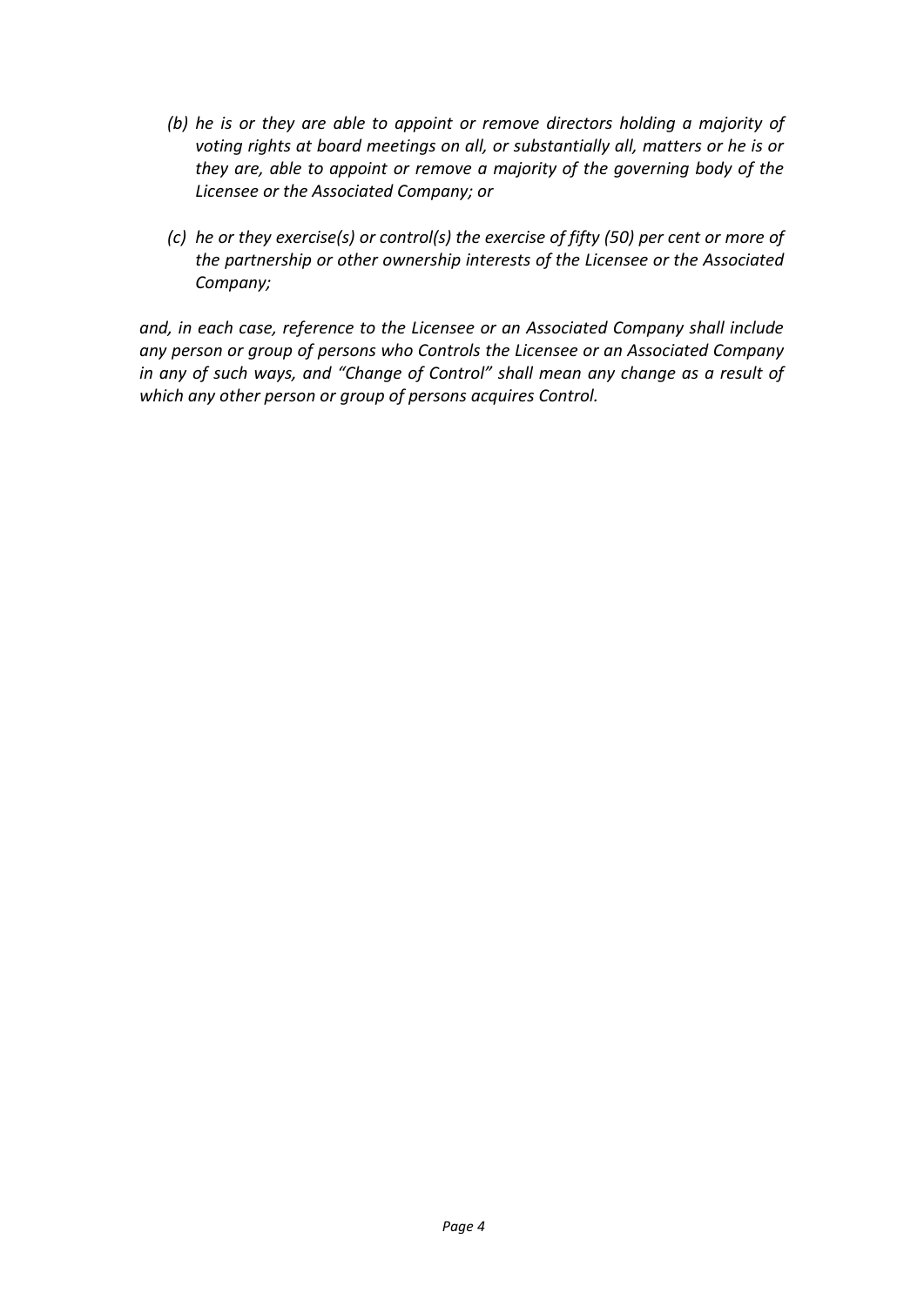*(b) he is or they are able to appoint or remove directors holding a majority of voting rights at board meetings on all, or substantially all, matters or he is or they are, able to appoint or remove a majority of the governing body of the Licensee or the Associated Company; or*

*(c) he or they exercise(s) or control(s) the exercise of fifty (50) per cent or more of the partnership or other ownership interests of the Licensee or the Associated Company;*

*and, in each case, reference to the Licensee or an Associated Company shall include any person or group of persons who Controls the Licensee or an Associated Company in any of such ways, and "Change of Control" shall mean any change as a result of which any other person or group of persons acquires Control.*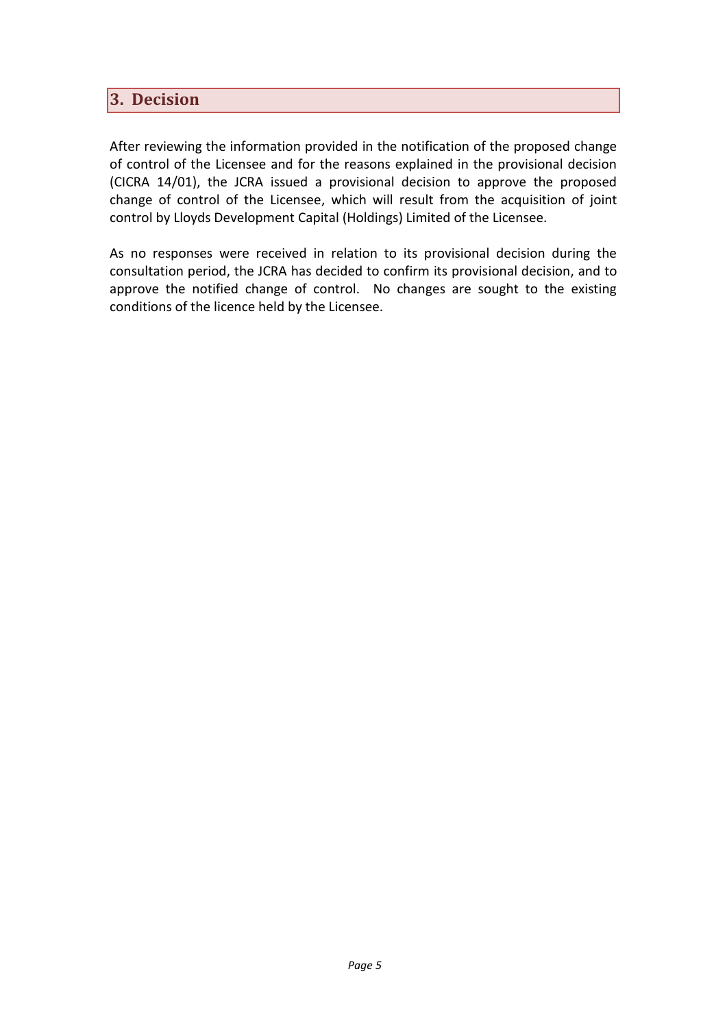## 3. Decision

After reviewing the information provided in the notification of the proposed change of control of the Licensee and for the reasons explained in the provisional decision (CICRA 14/01), the JCRA issued a provisional decision to approve the proposed change of control of the Licensee, which will result from the acquisition of joint control by Lloyds Development Capital (Holdings) Limited of the Licensee.

As no responses were received in relation to its provisional decision during the consultation period, the JCRA has decided to confirm its provisional decision, and to approve the notified change of control. No changes are sought to the existing conditions of the licence held by the Licensee.